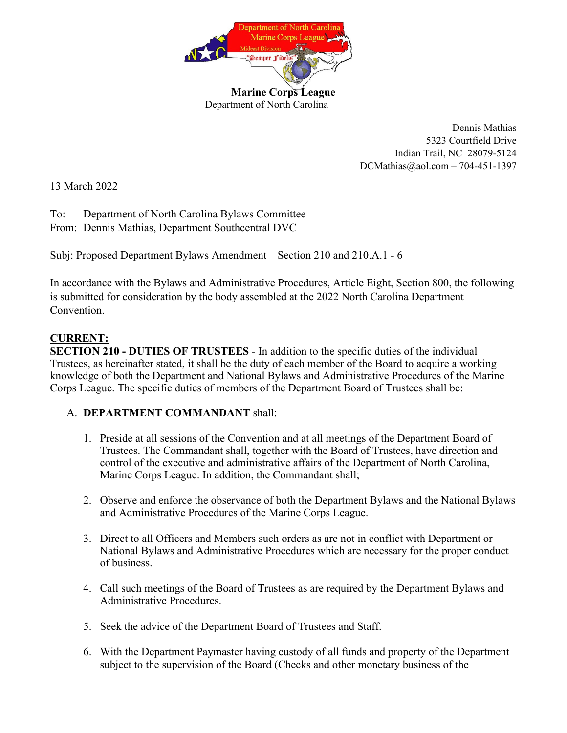**Marine Corps League**
Department of North Carolina

Dennis Mathias
5323 Courtfield Drive
Indian Trail, NC 28079-5124
DCMathias@aol.com – 704-451-1397

13 March 2022

To: Department of North Carolina Bylaws Committee
From: Dennis Mathias, Department Southcentral DVC

Subj: Proposed Department Bylaws Amendment – Section 210 and 210.A.1 - 6

In accordance with the Bylaws and Administrative Procedures, Article Eight, Section 800, the following is submitted for consideration by the body assembled at the 2022 North Carolina Department Convention.

**CURRENT:**

**SECTION 210 - DUTIES OF TRUSTEES** - In addition to the specific duties of the individual Trustees, as hereinafter stated, it shall be the duty of each member of the Board to acquire a working knowledge of both the Department and National Bylaws and Administrative Procedures of the Marine Corps League. The specific duties of members of the Department Board of Trustees shall be:

A. **DEPARTMENT COMMANDANT** shall:

1. Preside at all sessions of the Convention and at all meetings of the Department Board of Trustees. The Commandant shall, together with the Board of Trustees, have direction and control of the executive and administrative affairs of the Department of North Carolina, Marine Corps League. In addition, the Commandant shall;

2. Observe and enforce the observance of both the Department Bylaws and the National Bylaws and Administrative Procedures of the Marine Corps League.

3. Direct to all Officers and Members such orders as are not in conflict with Department or National Bylaws and Administrative Procedures which are necessary for the proper conduct of business.

4. Call such meetings of the Board of Trustees as are required by the Department Bylaws and Administrative Procedures.

5. Seek the advice of the Department Board of Trustees and Staff.

6. With the Department Paymaster having custody of all funds and property of the Department subject to the supervision of the Board (Checks and other monetary business of the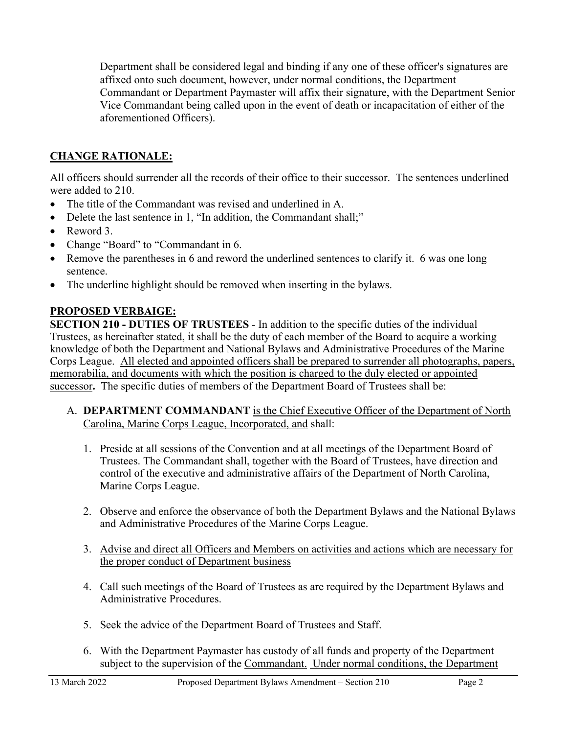Department shall be considered legal and binding if any one of these officer's signatures are affixed onto such document, however, under normal conditions, the Department Commandant or Department Paymaster will affix their signature, with the Department Senior Vice Commandant being called upon in the event of death or incapacitation of either of the aforementioned Officers).

## CHANGE RATIONALE:

All officers should surrender all the records of their office to their successor. The sentences underlined were added to 210.

- The title of the Commandant was revised and underlined in A.
- Delete the last sentence in 1, "In addition, the Commandant shall;"
- Reword 3.
- Change "Board" to "Commandant in 6.
- Remove the parentheses in 6 and reword the underlined sentences to clarify it. 6 was one long sentence.
- The underline highlight should be removed when inserting in the bylaws.

## PROPOSED VERBAIGE:

**SECTION 210 - DUTIES OF TRUSTEES** - In addition to the specific duties of the individual Trustees, as hereinafter stated, it shall be the duty of each member of the Board to acquire a working knowledge of both the Department and National Bylaws and Administrative Procedures of the Marine Corps League. <u>All elected and appointed officers shall be prepared to surrender all photographs, papers, memorabilia, and documents with which the position is charged to the duly elected or appointed successor</u>**.** The specific duties of members of the Department Board of Trustees shall be:

A. **DEPARTMENT COMMANDANT** <u>is the Chief Executive Officer of the Department of North Carolina, Marine Corps League, Incorporated, and</u> shall:

1. Preside at all sessions of the Convention and at all meetings of the Department Board of Trustees. The Commandant shall, together with the Board of Trustees, have direction and control of the executive and administrative affairs of the Department of North Carolina, Marine Corps League.

2. Observe and enforce the observance of both the Department Bylaws and the National Bylaws and Administrative Procedures of the Marine Corps League.

3. <u>Advise and direct all Officers and Members on activities and actions which are necessary for the proper conduct of Department business</u>

4. Call such meetings of the Board of Trustees as are required by the Department Bylaws and Administrative Procedures.

5. Seek the advice of the Department Board of Trustees and Staff.

6. With the Department Paymaster has custody of all funds and property of the Department subject to the supervision of the <u>Commandant.</u> <u>Under normal conditions, the Department</u>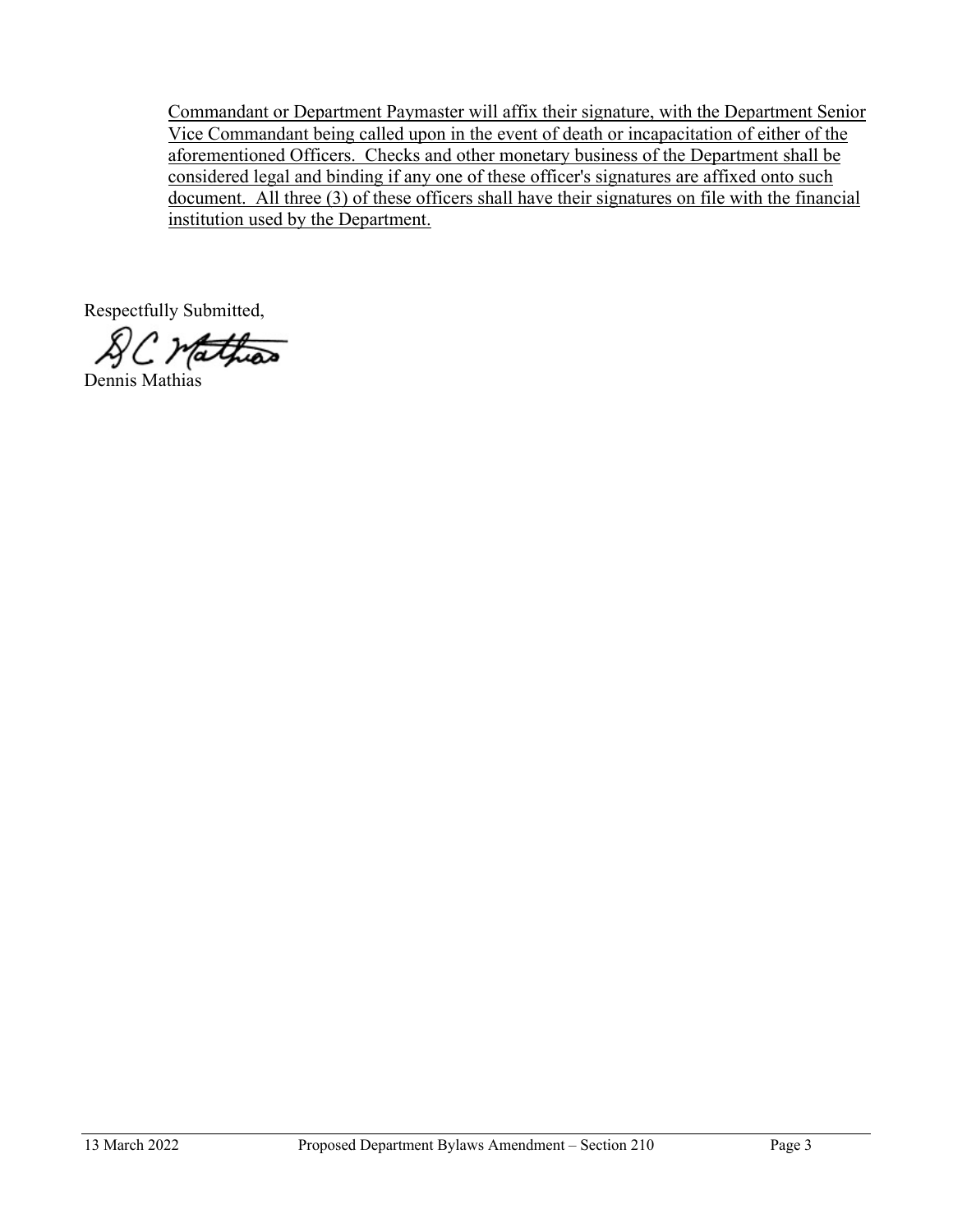<u>Commandant or Department Paymaster will affix their signature, with the Department Senior Vice Commandant being called upon in the event of death or incapacitation of either of the aforementioned Officers. Checks and other monetary business of the Department shall be considered legal and binding if any one of these officer's signatures are affixed onto such document. All three (3) of these officers shall have their signatures on file with the financial institution used by the Department.</u>

Respectfully Submitted,

Dennis Mathias